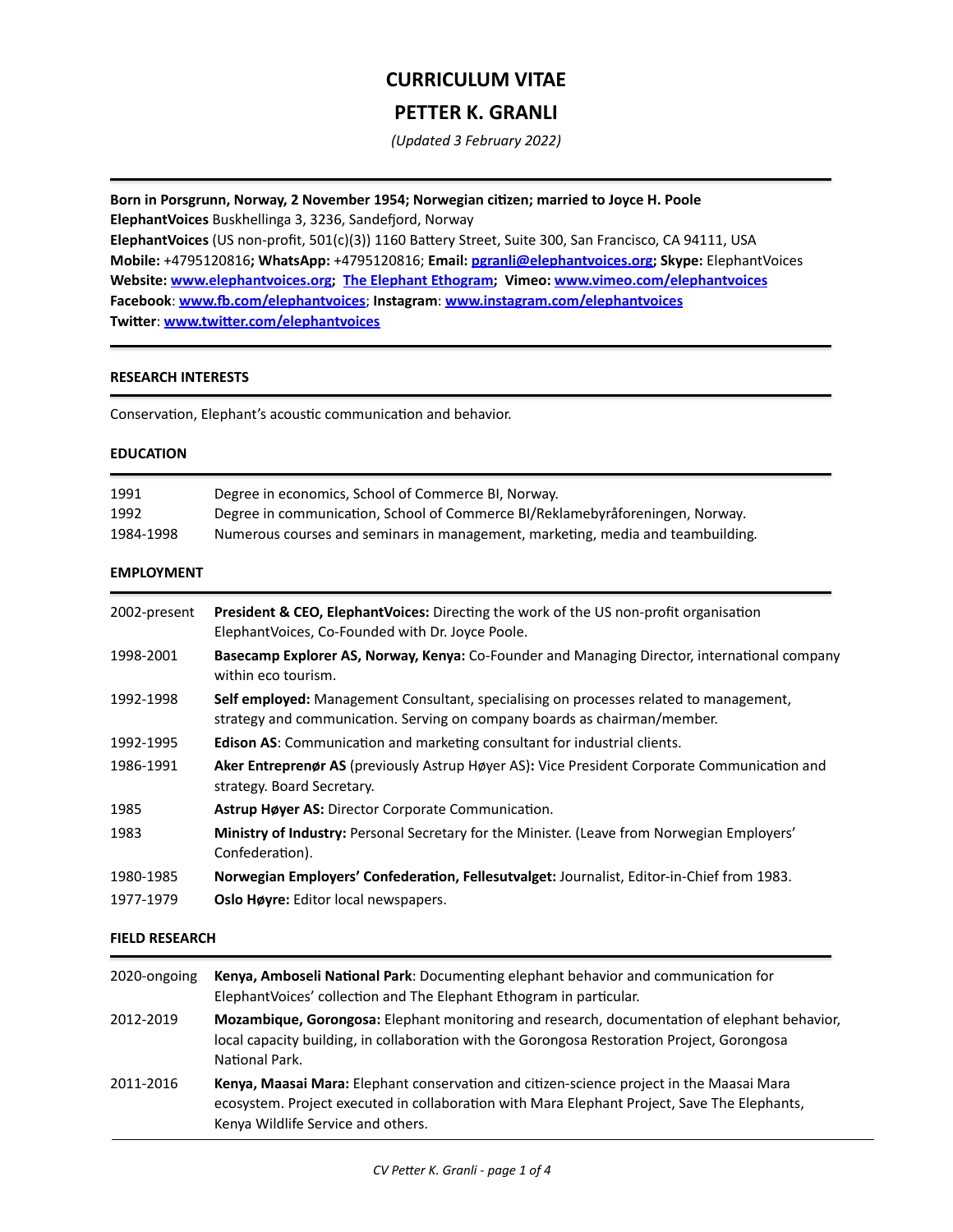# CURRICULUM VITAE

# PETTER K. GRANLI

*(Updated 3 February 2022)*

**Born in Porsgrunn, Norway, 2 November 1954; Norwegian citizen; married to Joyce H. Poole**
**ElephantVoices** Buskhellinga 3, 3236, Sandefjord, Norway
**ElephantVoices** (US non-profit, 501(c)(3)) 1160 Battery Street, Suite 300, San Francisco, CA 94111, USA
**Mobile:** +4795120816**; WhatsApp:** +4795120816; **Email:** **pgranli@elephantvoices.org**; **Skype:** ElephantVoices
**Website:** **www.elephantvoices.org**; **The Elephant Ethogram**; **Vimeo:** **www.vimeo.com/elephantvoices**
**Facebook**: **www.fb.com/elephantvoices**; **Instagram**: **www.instagram.com/elephantvoices**
**Twitter**: **www.twitter.com/elephantvoices**

## RESEARCH INTERESTS

Conservation, Elephant's acoustic communication and behavior.

## EDUCATION

| | |
|---|---|
| 1991 | Degree in economics, School of Commerce BI, Norway. |
| 1992 | Degree in communication, School of Commerce BI/Reklamebyråforeningen, Norway. |
| 1984-1998 | Numerous courses and seminars in management, marketing, media and teambuilding. |

## EMPLOYMENT

| | |
|---|---|
| 2002-present | **President & CEO, ElephantVoices:** Directing the work of the US non-profit organisation ElephantVoices, Co-Founded with Dr. Joyce Poole. |
| 1998-2001 | **Basecamp Explorer AS, Norway, Kenya:** Co-Founder and Managing Director, international company within eco tourism. |
| 1992-1998 | **Self employed:** Management Consultant, specialising on processes related to management, strategy and communication. Serving on company boards as chairman/member. |
| 1992-1995 | **Edison AS**: Communication and marketing consultant for industrial clients. |
| 1986-1991 | **Aker Entreprenør AS** (previously Astrup Høyer AS)**:** Vice President Corporate Communication and strategy. Board Secretary. |
| 1985 | **Astrup Høyer AS:** Director Corporate Communication. |
| 1983 | **Ministry of Industry:** Personal Secretary for the Minister. (Leave from Norwegian Employers' Confederation). |
| 1980-1985 | **Norwegian Employers' Confederation, Fellesutvalget:** Journalist, Editor-in-Chief from 1983. |
| 1977-1979 | **Oslo Høyre:** Editor local newspapers. |

## FIELD RESEARCH

| | |
|---|---|
| 2020-ongoing | **Kenya, Amboseli National Park**: Documenting elephant behavior and communication for ElephantVoices' collection and The Elephant Ethogram in particular. |
| 2012-2019 | **Mozambique, Gorongosa:** Elephant monitoring and research, documentation of elephant behavior, local capacity building, in collaboration with the Gorongosa Restoration Project, Gorongosa National Park. |
| 2011-2016 | **Kenya, Maasai Mara:** Elephant conservation and citizen-science project in the Maasai Mara ecosystem. Project executed in collaboration with Mara Elephant Project, Save The Elephants, Kenya Wildlife Service and others. |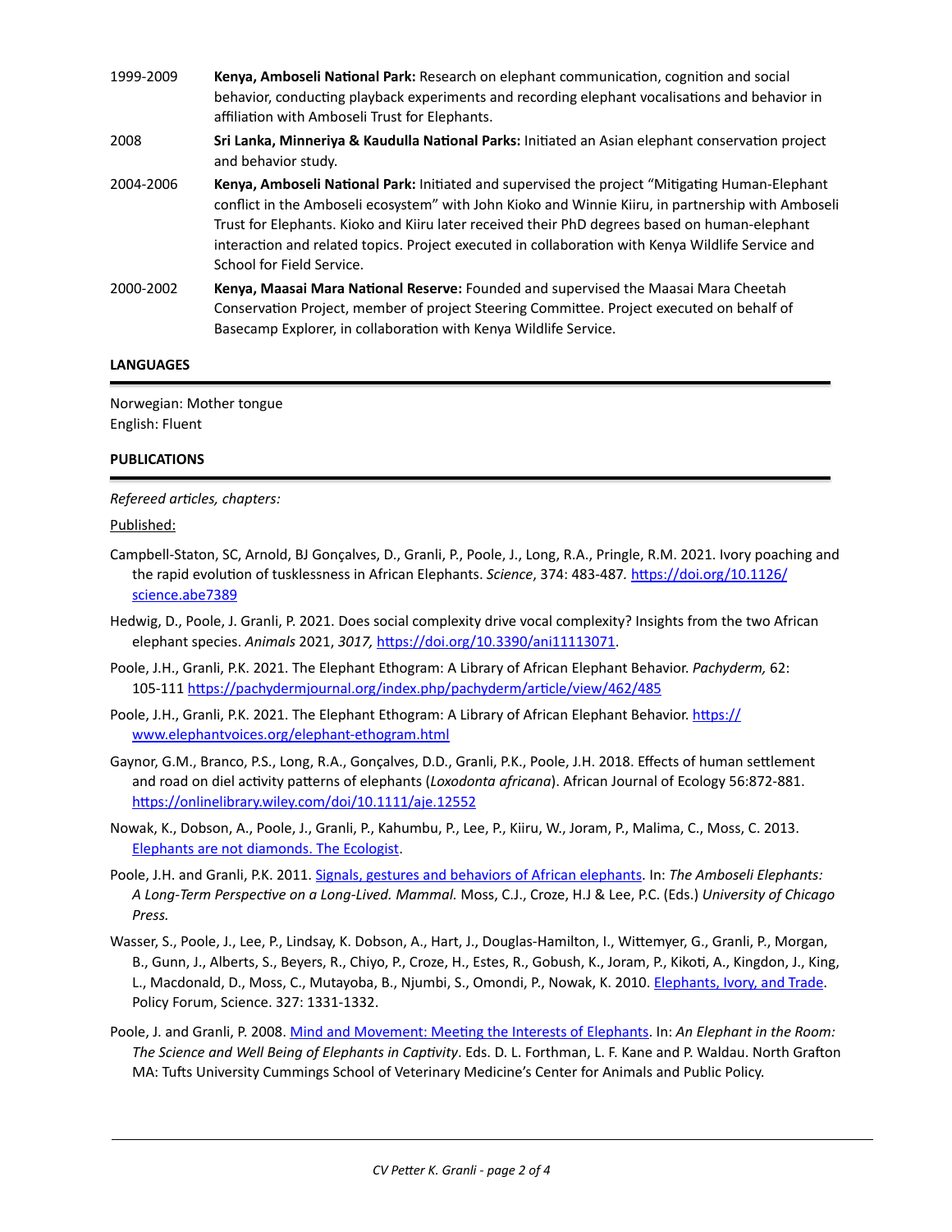| | |
|---|---|
| 1999-2009 | **Kenya, Amboseli National Park:** Research on elephant communication, cognition and social behavior, conducting playback experiments and recording elephant vocalisations and behavior in affiliation with Amboseli Trust for Elephants. |
| 2008 | **Sri Lanka, Minneriya & Kaudulla National Parks:** Initiated an Asian elephant conservation project and behavior study. |
| 2004-2006 | **Kenya, Amboseli National Park:** Initiated and supervised the project "Mitigating Human-Elephant conflict in the Amboseli ecosystem" with John Kioko and Winnie Kiiru, in partnership with Amboseli Trust for Elephants. Kioko and Kiiru later received their PhD degrees based on human-elephant interaction and related topics. Project executed in collaboration with Kenya Wildlife Service and School for Field Service. |
| 2000-2002 | **Kenya, Maasai Mara National Reserve:** Founded and supervised the Maasai Mara Cheetah Conservation Project, member of project Steering Committee. Project executed on behalf of Basecamp Explorer, in collaboration with Kenya Wildlife Service. |

## LANGUAGES

Norwegian: Mother tongue
English: Fluent

## PUBLICATIONS

*Refereed articles, chapters:*

Published:

Campbell-Staton, SC, Arnold, BJ Gonçalves, D., Granli, P., Poole, J., Long, R.A., Pringle, R.M. 2021. Ivory poaching and the rapid evolution of tusklessness in African Elephants. *Science*, 374: 483-487. https://doi.org/10.1126/science.abe7389

Hedwig, D., Poole, J. Granli, P. 2021. Does social complexity drive vocal complexity? Insights from the two African elephant species. *Animals* 2021, *3017,* https://doi.org/10.3390/ani11113071.

Poole, J.H., Granli, P.K. 2021. The Elephant Ethogram: A Library of African Elephant Behavior. *Pachyderm,* 62: 105-111 https://pachydermjournal.org/index.php/pachyderm/article/view/462/485

Poole, J.H., Granli, P.K. 2021. The Elephant Ethogram: A Library of African Elephant Behavior. https://www.elephantvoices.org/elephant-ethogram.html

Gaynor, G.M., Branco, P.S., Long, R.A., Gonçalves, D.D., Granli, P.K., Poole, J.H. 2018. Effects of human settlement and road on diel activity patterns of elephants (*Loxodonta africana*). African Journal of Ecology 56:872-881. https://onlinelibrary.wiley.com/doi/10.1111/aje.12552

Nowak, K., Dobson, A., Poole, J., Granli, P., Kahumbu, P., Lee, P., Kiiru, W., Joram, P., Malima, C., Moss, C. 2013. Elephants are not diamonds. The Ecologist.

Poole, J.H. and Granli, P.K. 2011. Signals, gestures and behaviors of African elephants. In: *The Amboseli Elephants: A Long-Term Perspective on a Long-Lived. Mammal.* Moss, C.J., Croze, H.J & Lee, P.C. (Eds.) *University of Chicago Press.*

Wasser, S., Poole, J., Lee, P., Lindsay, K. Dobson, A., Hart, J., Douglas-Hamilton, I., Wittemyer, G., Granli, P., Morgan, B., Gunn, J., Alberts, S., Beyers, R., Chiyo, P., Croze, H., Estes, R., Gobush, K., Joram, P., Kikoti, A., Kingdon, J., King, L., Macdonald, D., Moss, C., Mutayoba, B., Njumbi, S., Omondi, P., Nowak, K. 2010. Elephants, Ivory, and Trade. Policy Forum, Science. 327: 1331-1332.

Poole, J. and Granli, P. 2008. Mind and Movement: Meeting the Interests of Elephants. In: *An Elephant in the Room: The Science and Well Being of Elephants in Captivity*. Eds. D. L. Forthman, L. F. Kane and P. Waldau. North Grafton MA: Tufts University Cummings School of Veterinary Medicine's Center for Animals and Public Policy.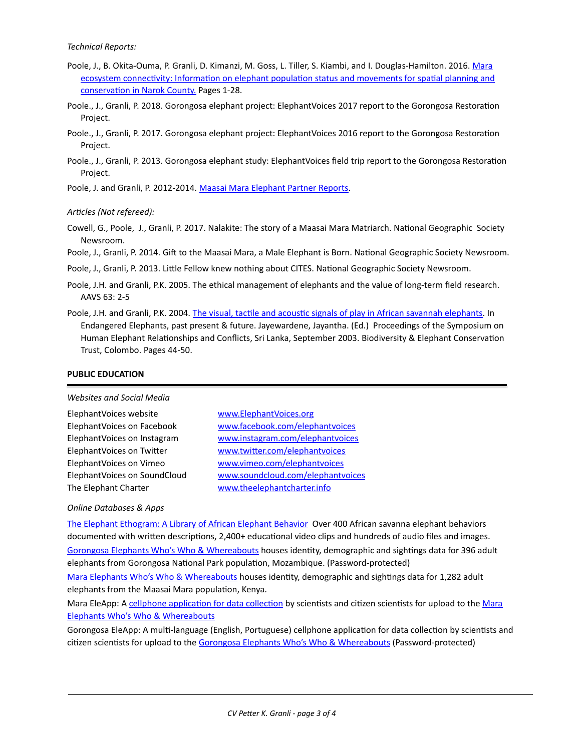*Technical Reports:*

Poole, J., B. Okita-Ouma, P. Granli, D. Kimanzi, M. Goss, L. Tiller, S. Kiambi, and I. Douglas-Hamilton. 2016. Mara ecosystem connectivity: Information on elephant population status and movements for spatial planning and conservation in Narok County. Pages 1-28.

Poole., J., Granli, P. 2018. Gorongosa elephant project: ElephantVoices 2017 report to the Gorongosa Restoration Project.

Poole., J., Granli, P. 2017. Gorongosa elephant project: ElephantVoices 2016 report to the Gorongosa Restoration Project.

Poole., J., Granli, P. 2013. Gorongosa elephant study: ElephantVoices field trip report to the Gorongosa Restoration Project.

Poole, J. and Granli, P. 2012-2014. Maasai Mara Elephant Partner Reports.

*Articles (Not refereed):*

Cowell, G., Poole, J., Granli, P. 2017. Nalakite: The story of a Maasai Mara Matriarch. National Geographic Society Newsroom.

Poole, J., Granli, P. 2014. Gift to the Maasai Mara, a Male Elephant is Born. National Geographic Society Newsroom.

Poole, J., Granli, P. 2013. Little Fellow knew nothing about CITES. National Geographic Society Newsroom.

Poole, J.H. and Granli, P.K. 2005. The ethical management of elephants and the value of long-term field research. AAVS 63: 2-5

Poole, J.H. and Granli, P.K. 2004. The visual, tactile and acoustic signals of play in African savannah elephants. In Endangered Elephants, past present & future. Jayewardene, Jayantha. (Ed.) Proceedings of the Symposium on Human Elephant Relationships and Conflicts, Sri Lanka, September 2003. Biodiversity & Elephant Conservation Trust, Colombo. Pages 44-50.

## PUBLIC EDUCATION

*Websites and Social Media*

| | |
|---|---|
| ElephantVoices website | www.ElephantVoices.org |
| ElephantVoices on Facebook | www.facebook.com/elephantvoices |
| ElephantVoices on Instagram | www.instagram.com/elephantvoices |
| ElephantVoices on Twitter | www.twitter.com/elephantvoices |
| ElephantVoices on Vimeo | www.vimeo.com/elephantvoices |
| ElephantVoices on SoundCloud | www.soundcloud.com/elephantvoices |
| The Elephant Charter | www.theelephantcharter.info |

*Online Databases & Apps*

The Elephant Ethogram: A Library of African Elephant Behavior Over 400 African savanna elephant behaviors documented with written descriptions, 2,400+ educational video clips and hundreds of audio files and images.

Gorongosa Elephants Who's Who & Whereabouts houses identity, demographic and sightings data for 396 adult elephants from Gorongosa National Park population, Mozambique. (Password-protected)

Mara Elephants Who's Who & Whereabouts houses identity, demographic and sightings data for 1,282 adult elephants from the Maasai Mara population, Kenya.

Mara EleApp: A cellphone application for data collection by scientists and citizen scientists for upload to the Mara Elephants Who's Who & Whereabouts

Gorongosa EleApp: A multi-language (English, Portuguese) cellphone application for data collection by scientists and citizen scientists for upload to the Gorongosa Elephants Who's Who & Whereabouts (Password-protected)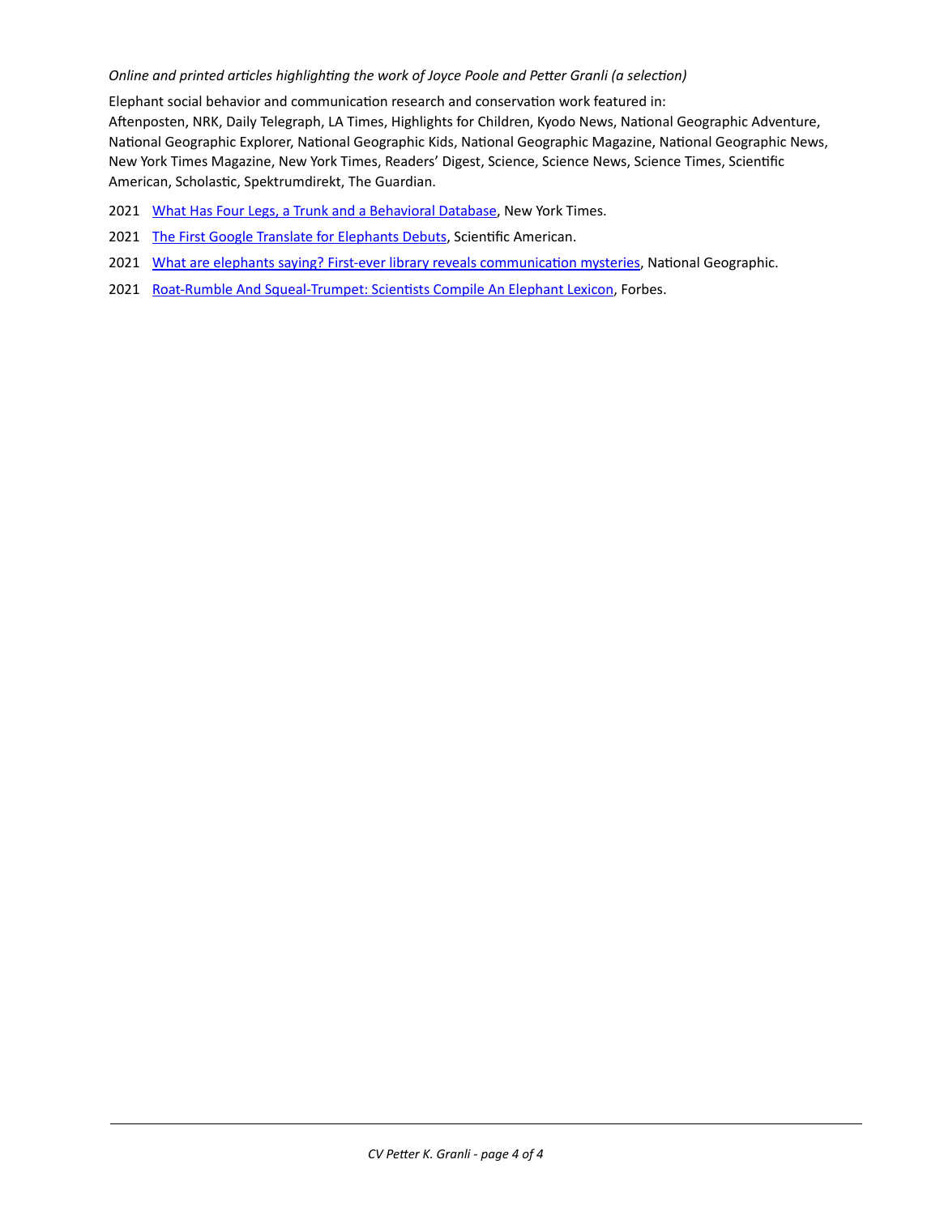*Online and printed articles highlighting the work of Joyce Poole and Petter Granli (a selection)*

Elephant social behavior and communication research and conservation work featured in:
Aftenposten, NRK, Daily Telegraph, LA Times, Highlights for Children, Kyodo News, National Geographic Adventure, National Geographic Explorer, National Geographic Kids, National Geographic Magazine, National Geographic News, New York Times Magazine, New York Times, Readers' Digest, Science, Science News, Science Times, Scientific American, Scholastic, Spektrumdirekt, The Guardian.

2021 What Has Four Legs, a Trunk and a Behavioral Database, New York Times.

2021 The First Google Translate for Elephants Debuts, Scientific American.

2021 What are elephants saying? First-ever library reveals communication mysteries, National Geographic.

2021 Roat-Rumble And Squeal-Trumpet: Scientists Compile An Elephant Lexicon, Forbes.